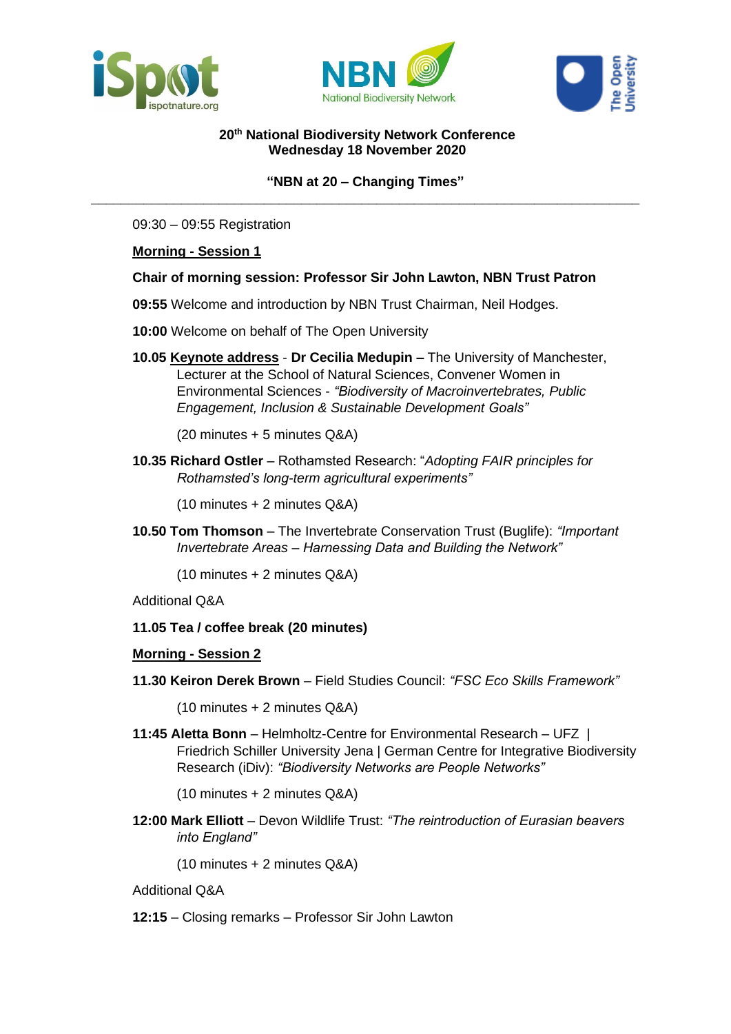**20th National Biodiversity Network Conference**
**Wednesday 18 November 2020**

**"NBN at 20 – Changing Times"**

---

09:30 – 09:55 Registration

## Morning - Session 1

**Chair of morning session: Professor Sir John Lawton, NBN Trust Patron**

**09:55** Welcome and introduction by NBN Trust Chairman, Neil Hodges.

**10:00** Welcome on behalf of The Open University

**10.05 Keynote address** - **Dr Cecilia Medupin –** The University of Manchester, Lecturer at the School of Natural Sciences, Convener Women in Environmental Sciences - *"Biodiversity of Macroinvertebrates, Public Engagement, Inclusion & Sustainable Development Goals"*

(20 minutes + 5 minutes Q&A)

**10.35 Richard Ostler** – Rothamsted Research: "*Adopting FAIR principles for Rothamsted's long-term agricultural experiments"*

(10 minutes + 2 minutes Q&A)

**10.50 Tom Thomson** – The Invertebrate Conservation Trust (Buglife): *"Important Invertebrate Areas – Harnessing Data and Building the Network"*

(10 minutes + 2 minutes Q&A)

Additional Q&A

**11.05 Tea / coffee break (20 minutes)**

## Morning - Session 2

**11.30 Keiron Derek Brown** – Field Studies Council: *"FSC Eco Skills Framework"*

(10 minutes + 2 minutes Q&A)

**11:45 Aletta Bonn** – Helmholtz-Centre for Environmental Research – UFZ | Friedrich Schiller University Jena | German Centre for Integrative Biodiversity Research (iDiv): *"Biodiversity Networks are People Networks"*

(10 minutes + 2 minutes Q&A)

**12:00 Mark Elliott** – Devon Wildlife Trust: *"The reintroduction of Eurasian beavers into England"*

(10 minutes + 2 minutes Q&A)

Additional Q&A

**12:15** – Closing remarks – Professor Sir John Lawton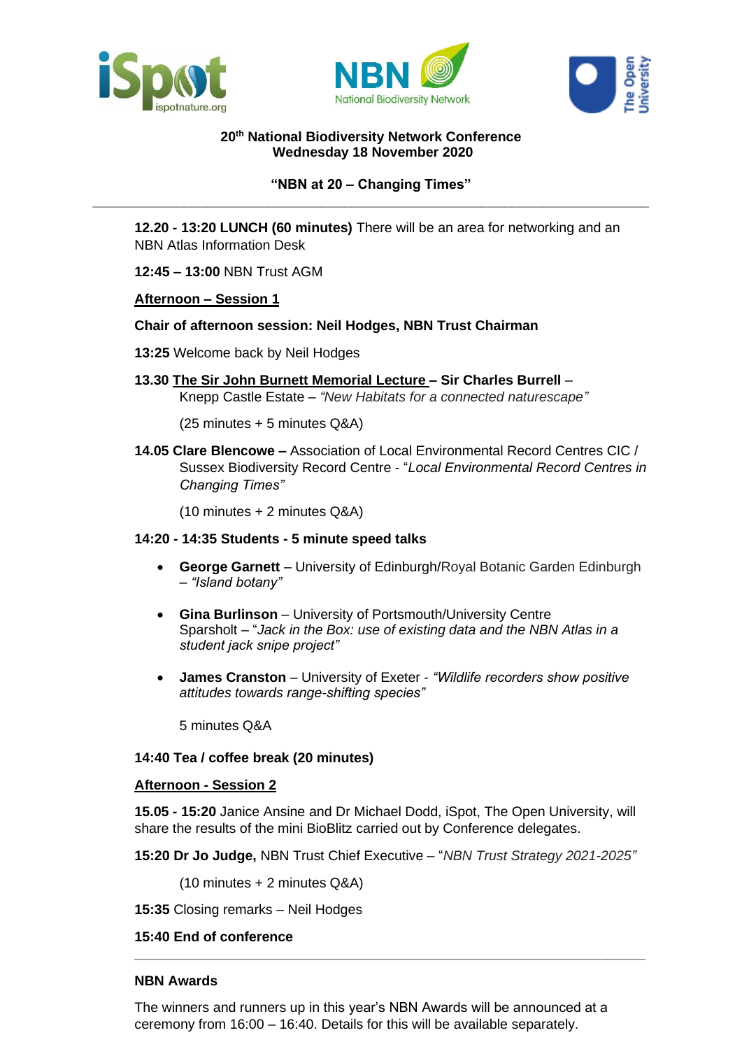**20th National Biodiversity Network Conference**
**Wednesday 18 November 2020**

**"NBN at 20 – Changing Times"**

---

**12.20 - 13:20 LUNCH (60 minutes)** There will be an area for networking and an NBN Atlas Information Desk

**12:45 – 13:00** NBN Trust AGM

**Afternoon – Session 1**

**Chair of afternoon session: Neil Hodges, NBN Trust Chairman**

**13:25** Welcome back by Neil Hodges

**13.30 The Sir John Burnett Memorial Lecture – Sir Charles Burrell** – Knepp Castle Estate – *"New Habitats for a connected naturescape"*

(25 minutes + 5 minutes Q&A)

**14.05 Clare Blencowe –** Association of Local Environmental Record Centres CIC / Sussex Biodiversity Record Centre - "*Local Environmental Record Centres in Changing Times"*

(10 minutes + 2 minutes Q&A)

**14:20 - 14:35 Students - 5 minute speed talks**

- **George Garnett** – University of Edinburgh/Royal Botanic Garden Edinburgh – *"Island botany"*
- **Gina Burlinson** – University of Portsmouth/University Centre Sparsholt – "*Jack in the Box: use of existing data and the NBN Atlas in a student jack snipe project"*
- **James Cranston** – University of Exeter - *"Wildlife recorders show positive attitudes towards range-shifting species"*

5 minutes Q&A

**14:40 Tea / coffee break (20 minutes)**

**Afternoon - Session 2**

**15.05 - 15:20** Janice Ansine and Dr Michael Dodd, iSpot, The Open University, will share the results of the mini BioBlitz carried out by Conference delegates.

**15:20 Dr Jo Judge,** NBN Trust Chief Executive – "*NBN Trust Strategy 2021-2025"*

(10 minutes + 2 minutes Q&A)

**15:35** Closing remarks – Neil Hodges

**15:40 End of conference**

---

**NBN Awards**

The winners and runners up in this year's NBN Awards will be announced at a ceremony from 16:00 – 16:40. Details for this will be available separately.